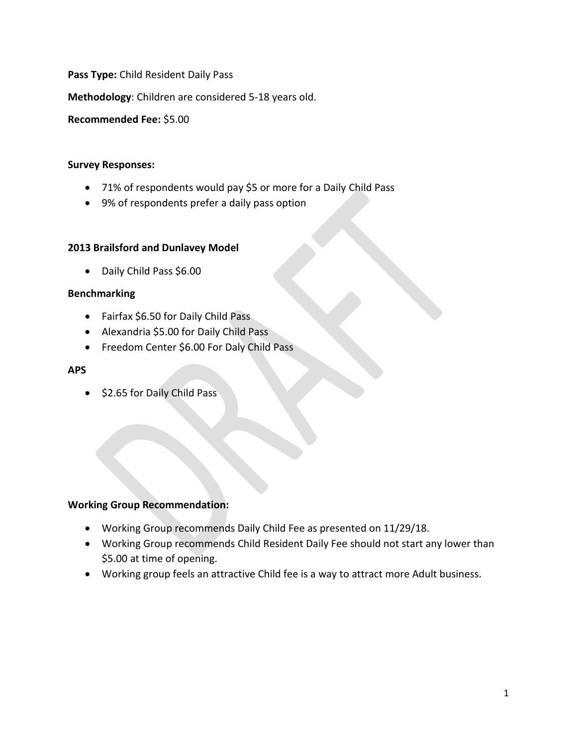**Pass Type:** Child Resident Daily Pass

**Methodology**: Children are considered 5-18 years old.

**Recommended Fee:** $5.00

**Survey Responses:**

- 71% of respondents would pay $5 or more for a Daily Child Pass
- 9% of respondents prefer a daily pass option

**2013 Brailsford and Dunlavey Model**

- Daily Child Pass $6.00

**Benchmarking**

- Fairfax $6.50 for Daily Child Pass
- Alexandria $5.00 for Daily Child Pass
- Freedom Center $6.00 For Daly Child Pass

**APS**

- $2.65 for Daily Child Pass

**Working Group Recommendation:**

- Working Group recommends Daily Child Fee as presented on 11/29/18.
- Working Group recommends Child Resident Daily Fee should not start any lower than $5.00 at time of opening.
- Working group feels an attractive Child fee is a way to attract more Adult business.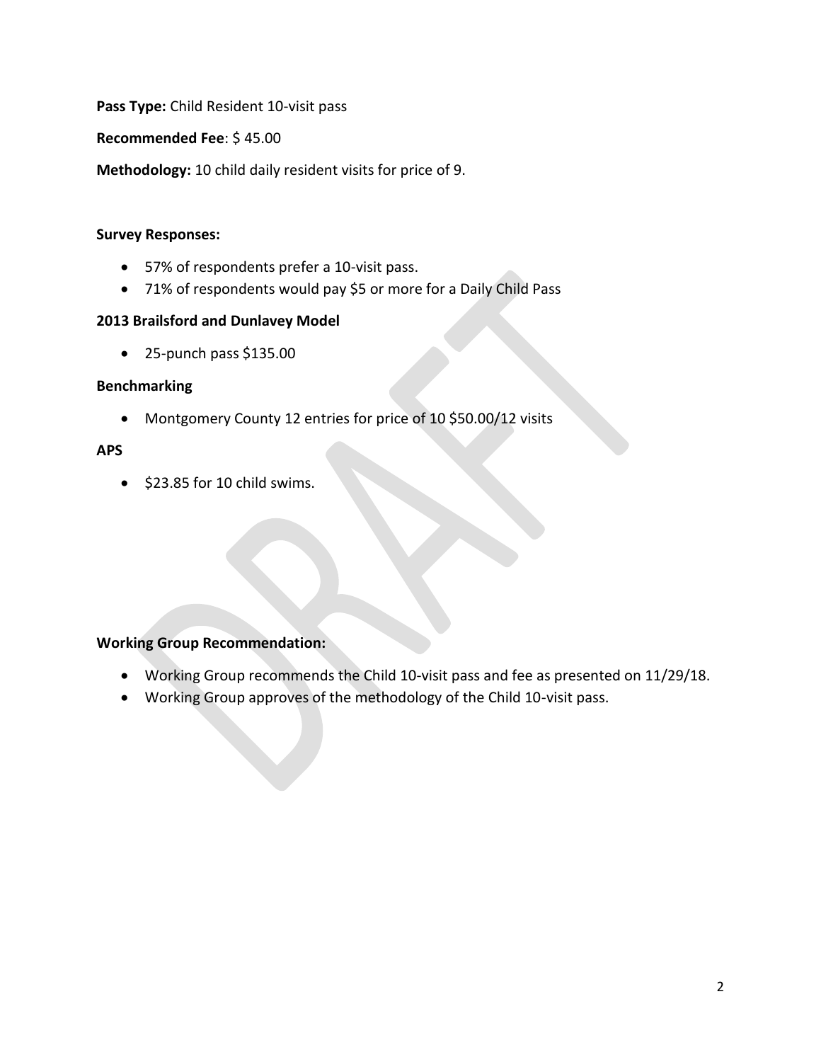**Pass Type:** Child Resident 10-visit pass

**Recommended Fee**: $ 45.00

**Methodology:** 10 child daily resident visits for price of 9.

**Survey Responses:**

- 57% of respondents prefer a 10-visit pass.
- 71% of respondents would pay $5 or more for a Daily Child Pass

**2013 Brailsford and Dunlavey Model**

- 25-punch pass $135.00

**Benchmarking**

- Montgomery County 12 entries for price of 10 $50.00/12 visits

**APS**

- $23.85 for 10 child swims.

**Working Group Recommendation:**

- Working Group recommends the Child 10-visit pass and fee as presented on 11/29/18.
- Working Group approves of the methodology of the Child 10-visit pass.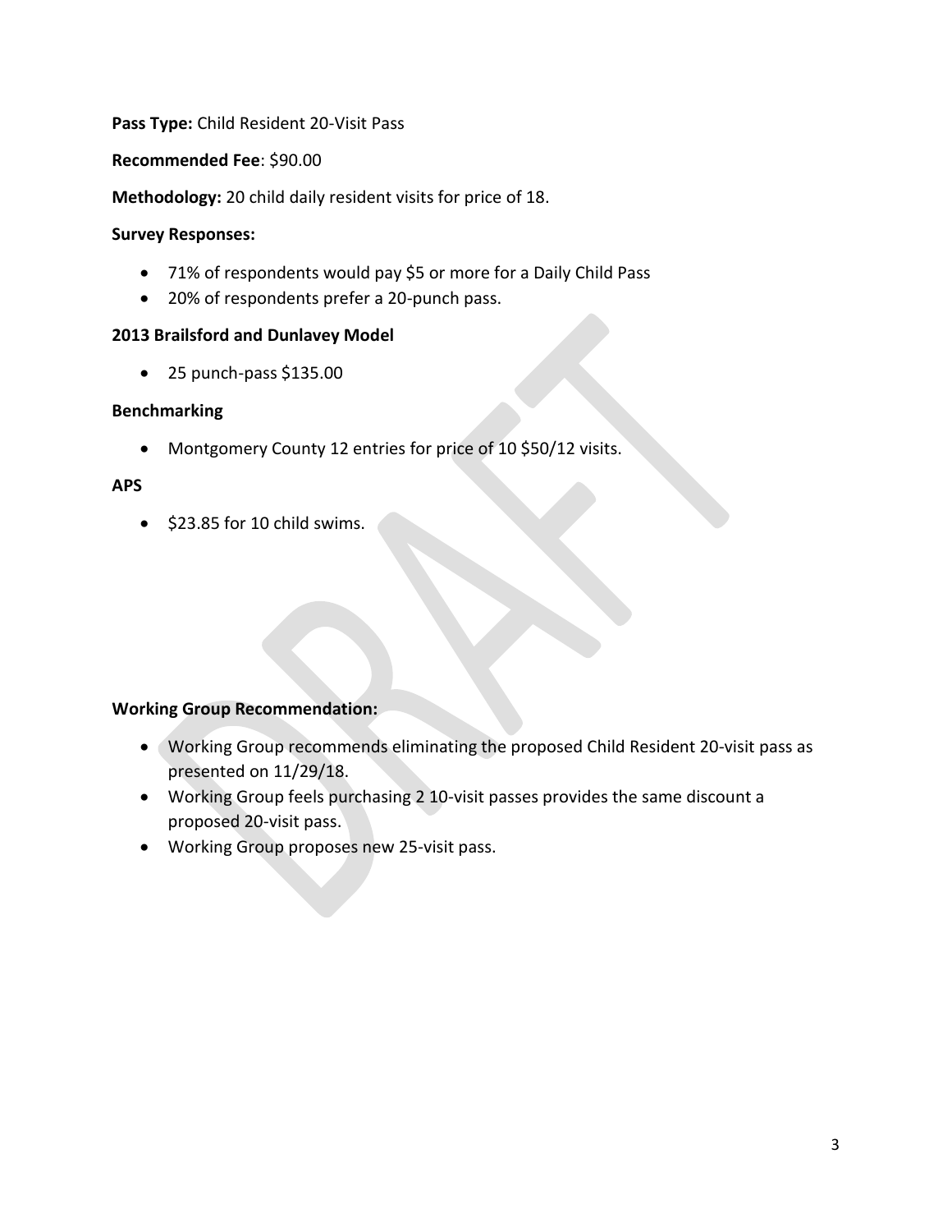**Pass Type:** Child Resident 20-Visit Pass

**Recommended Fee**: $90.00

**Methodology:** 20 child daily resident visits for price of 18.

**Survey Responses:**

- 71% of respondents would pay $5 or more for a Daily Child Pass
- 20% of respondents prefer a 20-punch pass.

**2013 Brailsford and Dunlavey Model**

- 25 punch-pass $135.00

**Benchmarking**

- Montgomery County 12 entries for price of 10 $50/12 visits.

**APS**

- $23.85 for 10 child swims.

**Working Group Recommendation:**

- Working Group recommends eliminating the proposed Child Resident 20-visit pass as presented on 11/29/18.
- Working Group feels purchasing 2 10-visit passes provides the same discount a proposed 20-visit pass.
- Working Group proposes new 25-visit pass.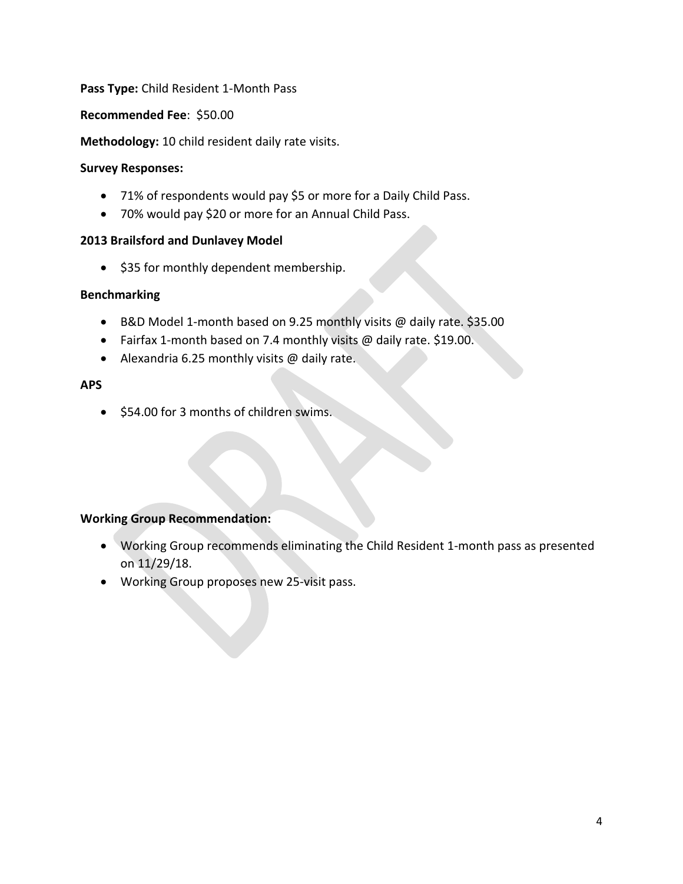**Pass Type:** Child Resident 1-Month Pass

**Recommended Fee**: $50.00

**Methodology:** 10 child resident daily rate visits.

**Survey Responses:**

- 71% of respondents would pay $5 or more for a Daily Child Pass.
- 70% would pay $20 or more for an Annual Child Pass.

**2013 Brailsford and Dunlavey Model**

- $35 for monthly dependent membership.

**Benchmarking**

- B&D Model 1-month based on 9.25 monthly visits @ daily rate. $35.00
- Fairfax 1-month based on 7.4 monthly visits @ daily rate. $19.00.
- Alexandria 6.25 monthly visits @ daily rate.

**APS**

- $54.00 for 3 months of children swims.

**Working Group Recommendation:**

- Working Group recommends eliminating the Child Resident 1-month pass as presented on 11/29/18.
- Working Group proposes new 25-visit pass.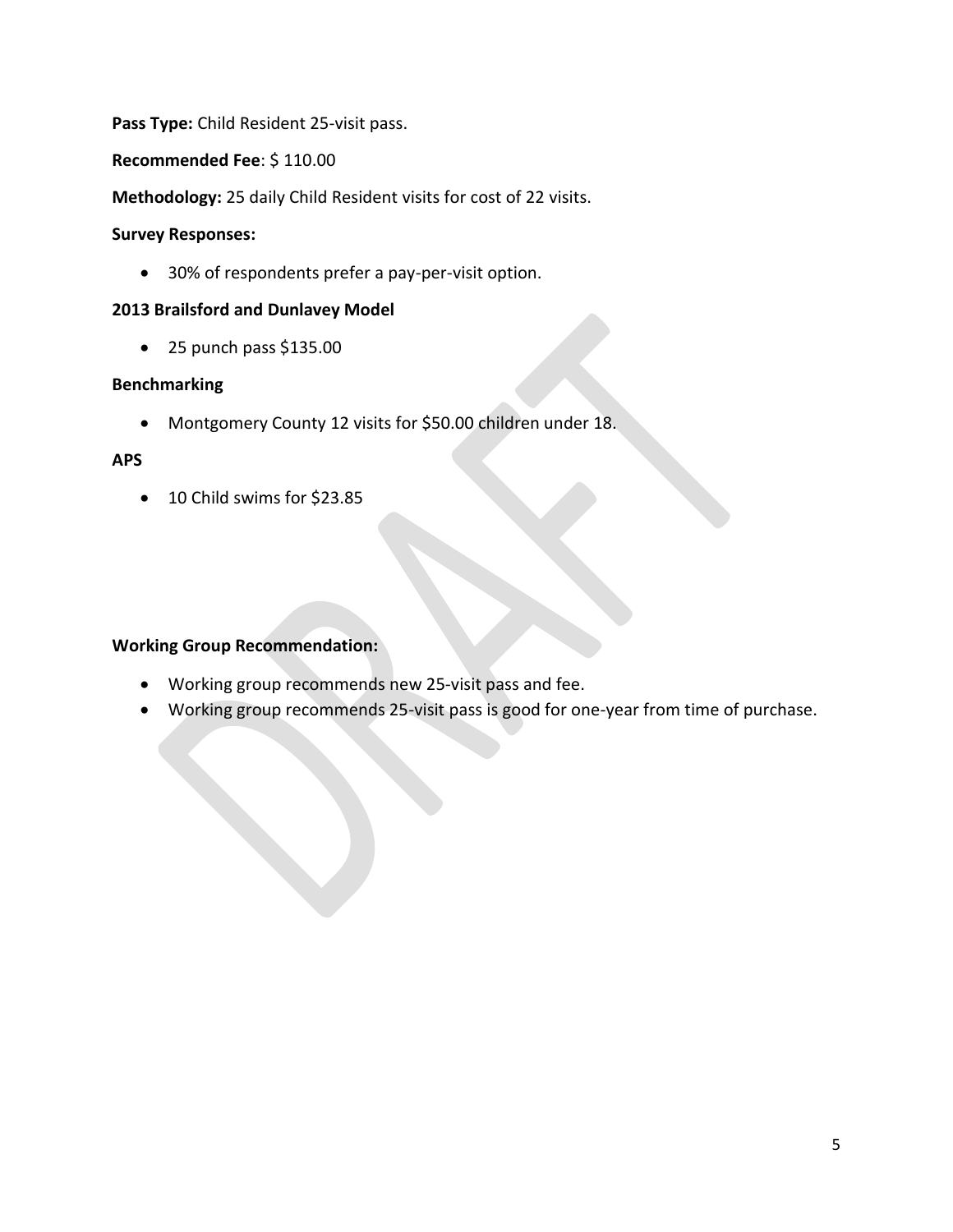**Pass Type:** Child Resident 25-visit pass.

**Recommended Fee**: $ 110.00

**Methodology:** 25 daily Child Resident visits for cost of 22 visits.

**Survey Responses:**

- 30% of respondents prefer a pay-per-visit option.

**2013 Brailsford and Dunlavey Model**

- 25 punch pass $135.00

**Benchmarking**

- Montgomery County 12 visits for $50.00 children under 18.

**APS**

- 10 Child swims for $23.85

**Working Group Recommendation:**

- Working group recommends new 25-visit pass and fee.
- Working group recommends 25-visit pass is good for one-year from time of purchase.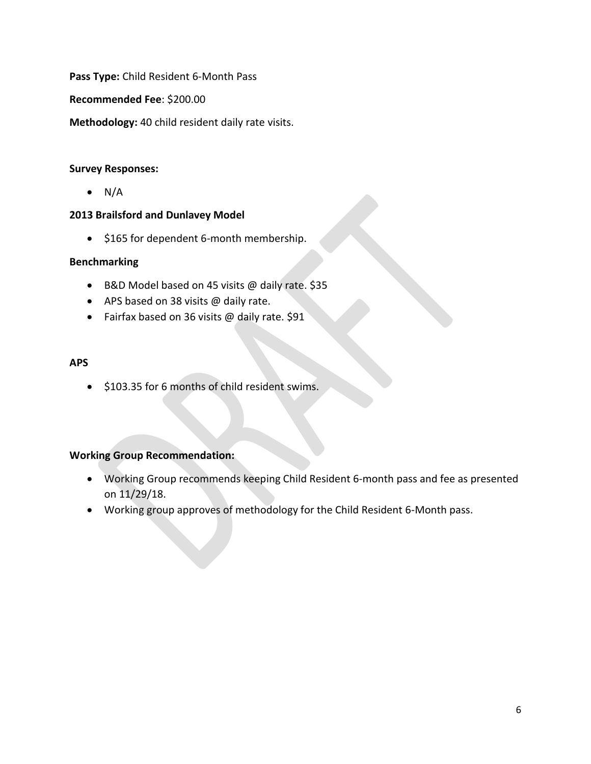**Pass Type:** Child Resident 6-Month Pass

**Recommended Fee**: $200.00

**Methodology:** 40 child resident daily rate visits.

**Survey Responses:**

- N/A

**2013 Brailsford and Dunlavey Model**

- $165 for dependent 6-month membership.

**Benchmarking**

- B&D Model based on 45 visits @ daily rate. $35
- APS based on 38 visits @ daily rate.
- Fairfax based on 36 visits @ daily rate. $91

**APS**

- $103.35 for 6 months of child resident swims.

**Working Group Recommendation:**

- Working Group recommends keeping Child Resident 6-month pass and fee as presented on 11/29/18.
- Working group approves of methodology for the Child Resident 6-Month pass.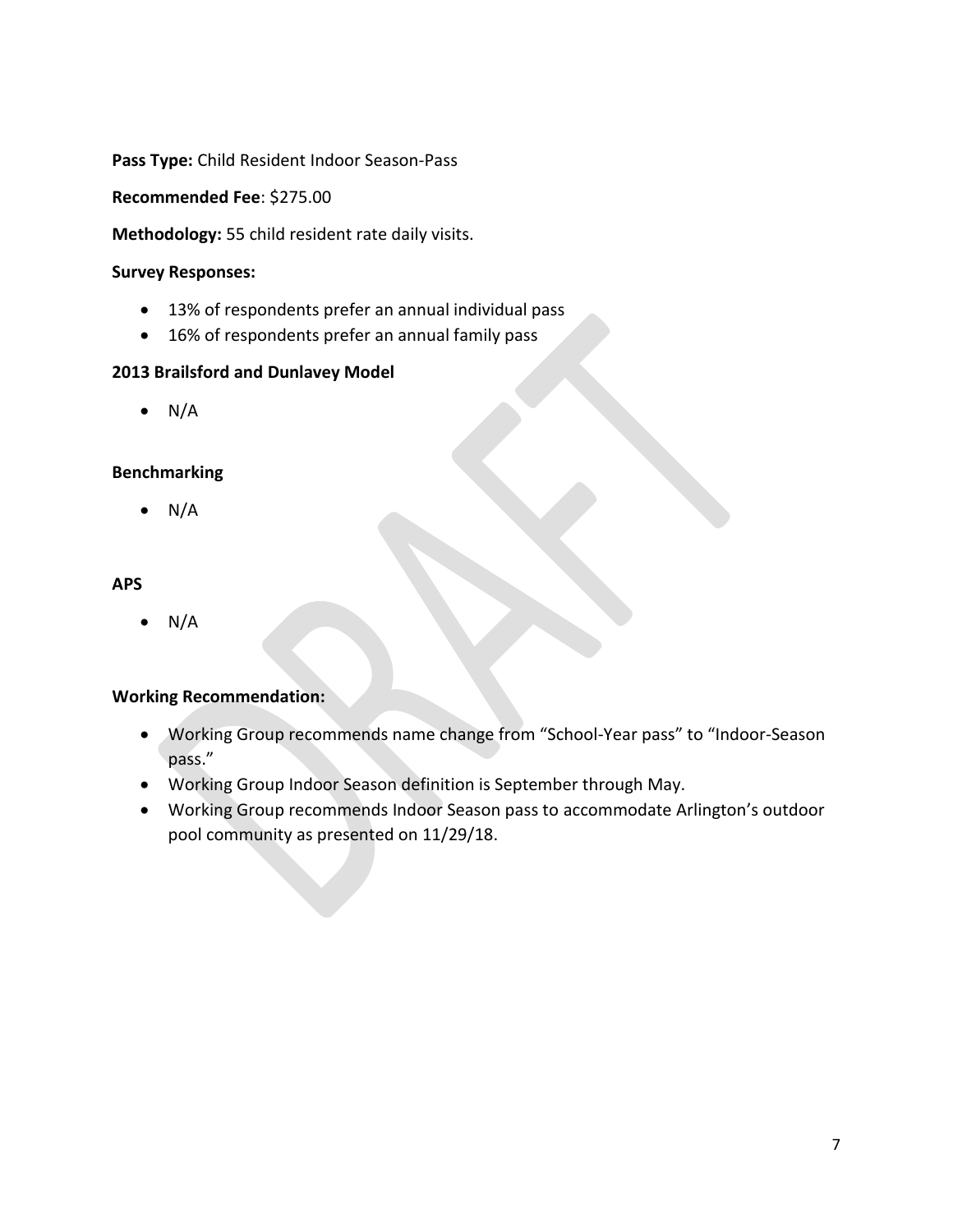**Pass Type:** Child Resident Indoor Season-Pass

**Recommended Fee**: $275.00

**Methodology:** 55 child resident rate daily visits.

**Survey Responses:**

- 13% of respondents prefer an annual individual pass
- 16% of respondents prefer an annual family pass

**2013 Brailsford and Dunlavey Model**

- N/A

**Benchmarking**

- N/A

**APS**

- N/A

**Working Recommendation:**

- Working Group recommends name change from “School-Year pass” to “Indoor-Season pass.”
- Working Group Indoor Season definition is September through May.
- Working Group recommends Indoor Season pass to accommodate Arlington’s outdoor pool community as presented on 11/29/18.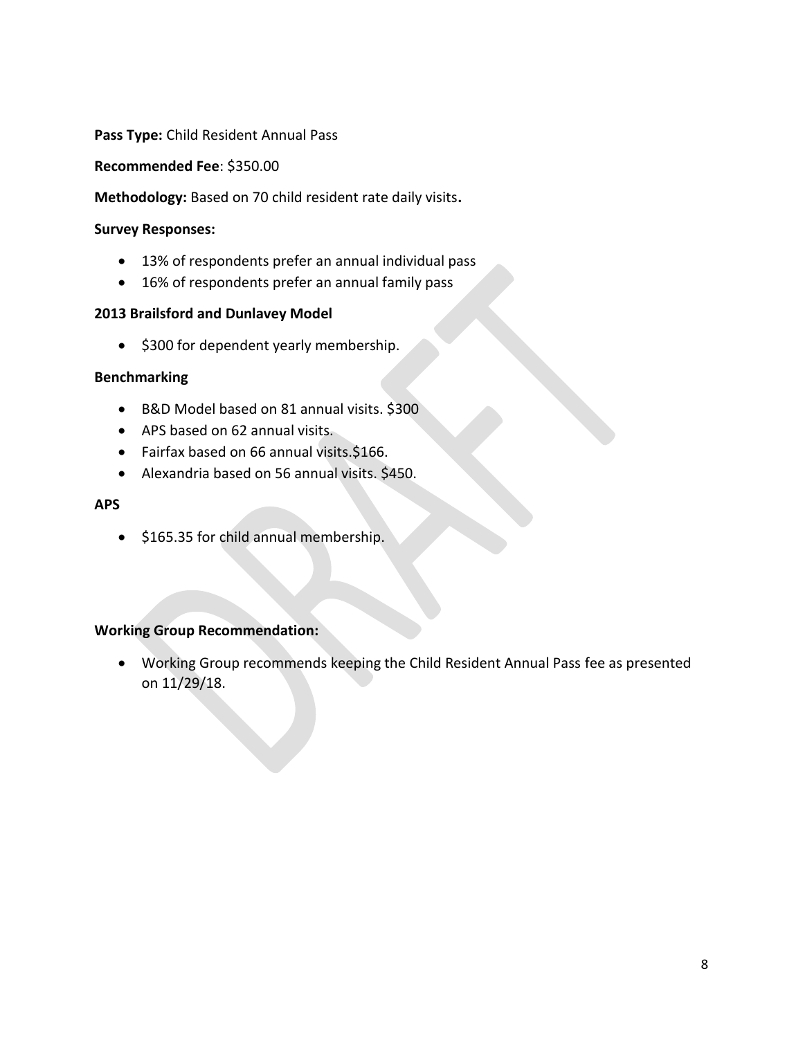**Pass Type:** Child Resident Annual Pass

**Recommended Fee**: $350.00

**Methodology:** Based on 70 child resident rate daily visits**.**

**Survey Responses:**

- 13% of respondents prefer an annual individual pass
- 16% of respondents prefer an annual family pass

**2013 Brailsford and Dunlavey Model**

- $300 for dependent yearly membership.

**Benchmarking**

- B&D Model based on 81 annual visits. $300
- APS based on 62 annual visits.
- Fairfax based on 66 annual visits.$166.
- Alexandria based on 56 annual visits. $450.

**APS**

- $165.35 for child annual membership.

**Working Group Recommendation:**

- Working Group recommends keeping the Child Resident Annual Pass fee as presented on 11/29/18.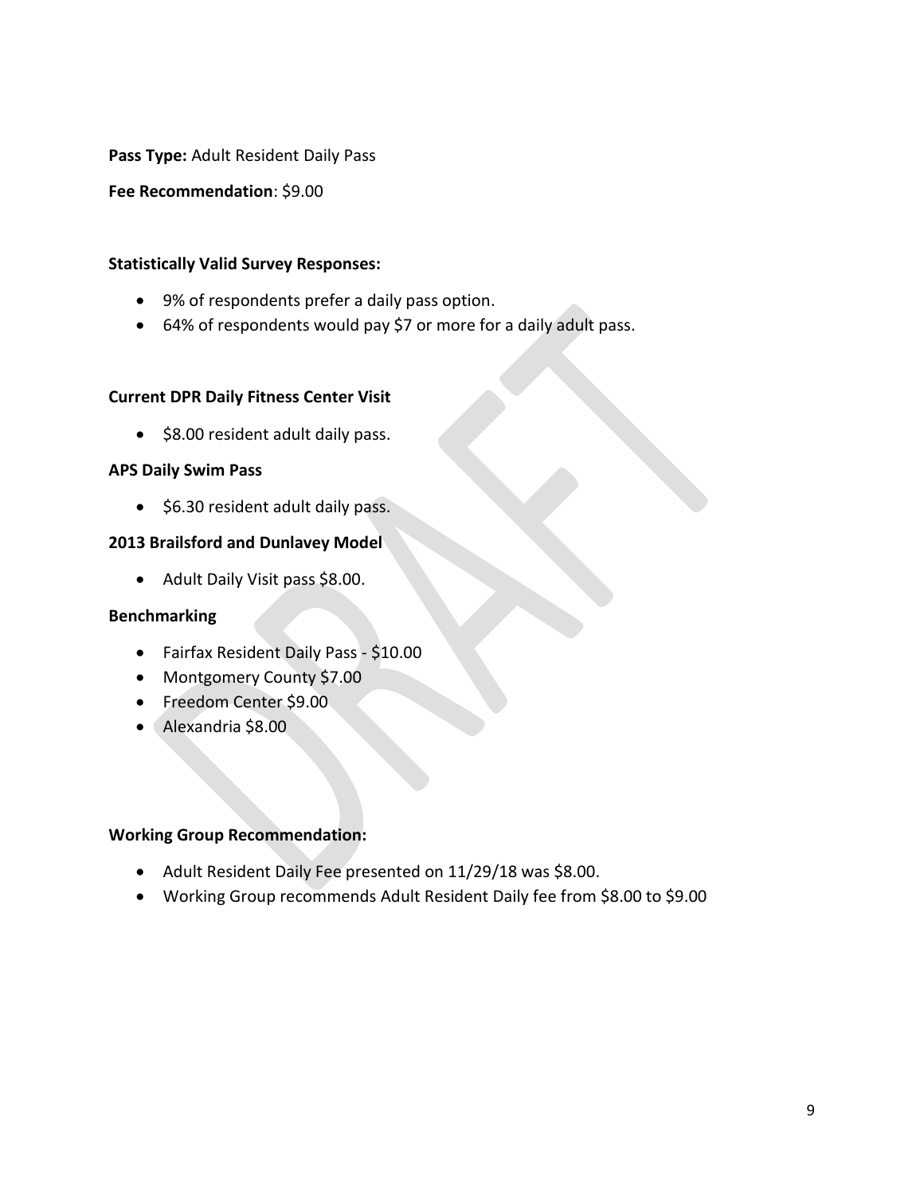**Pass Type:** Adult Resident Daily Pass

**Fee Recommendation**: $9.00

**Statistically Valid Survey Responses:**

- 9% of respondents prefer a daily pass option.
- 64% of respondents would pay $7 or more for a daily adult pass.

**Current DPR Daily Fitness Center Visit**

- $8.00 resident adult daily pass.

**APS Daily Swim Pass**

- $6.30 resident adult daily pass.

**2013 Brailsford and Dunlavey Model**

- Adult Daily Visit pass $8.00.

**Benchmarking**

- Fairfax Resident Daily Pass - $10.00
- Montgomery County $7.00
- Freedom Center $9.00
- Alexandria $8.00

**Working Group Recommendation:**

- Adult Resident Daily Fee presented on 11/29/18 was $8.00.
- Working Group recommends Adult Resident Daily fee from $8.00 to $9.00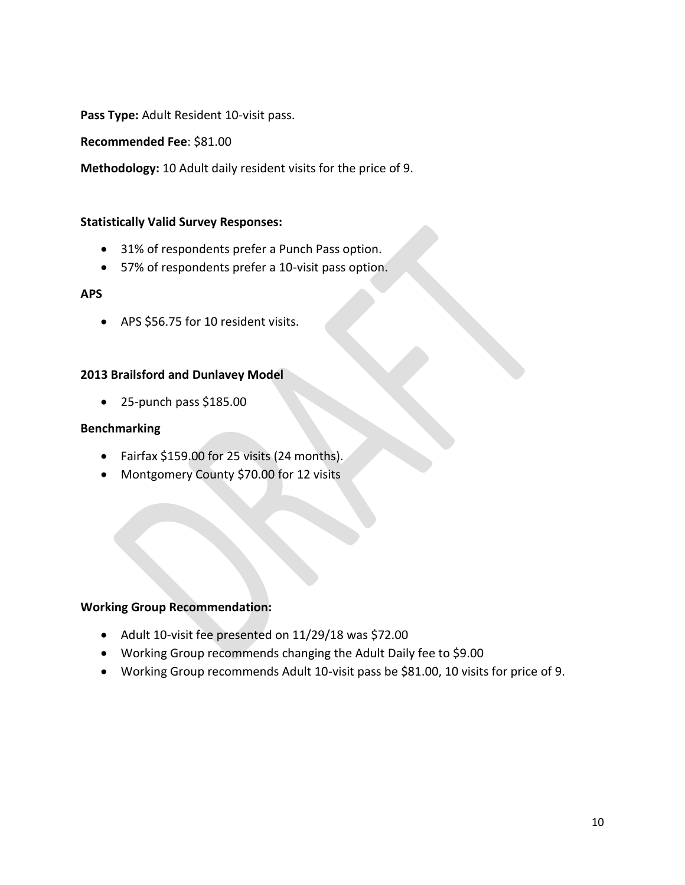**Pass Type:** Adult Resident 10-visit pass.

**Recommended Fee**: $81.00

**Methodology:** 10 Adult daily resident visits for the price of 9.

**Statistically Valid Survey Responses:**

- 31% of respondents prefer a Punch Pass option.
- 57% of respondents prefer a 10-visit pass option.

**APS**

- APS $56.75 for 10 resident visits.

**2013 Brailsford and Dunlavey Model**

- 25-punch pass $185.00

**Benchmarking**

- Fairfax $159.00 for 25 visits (24 months).
- Montgomery County $70.00 for 12 visits

**Working Group Recommendation:**

- Adult 10-visit fee presented on 11/29/18 was $72.00
- Working Group recommends changing the Adult Daily fee to $9.00
- Working Group recommends Adult 10-visit pass be $81.00, 10 visits for price of 9.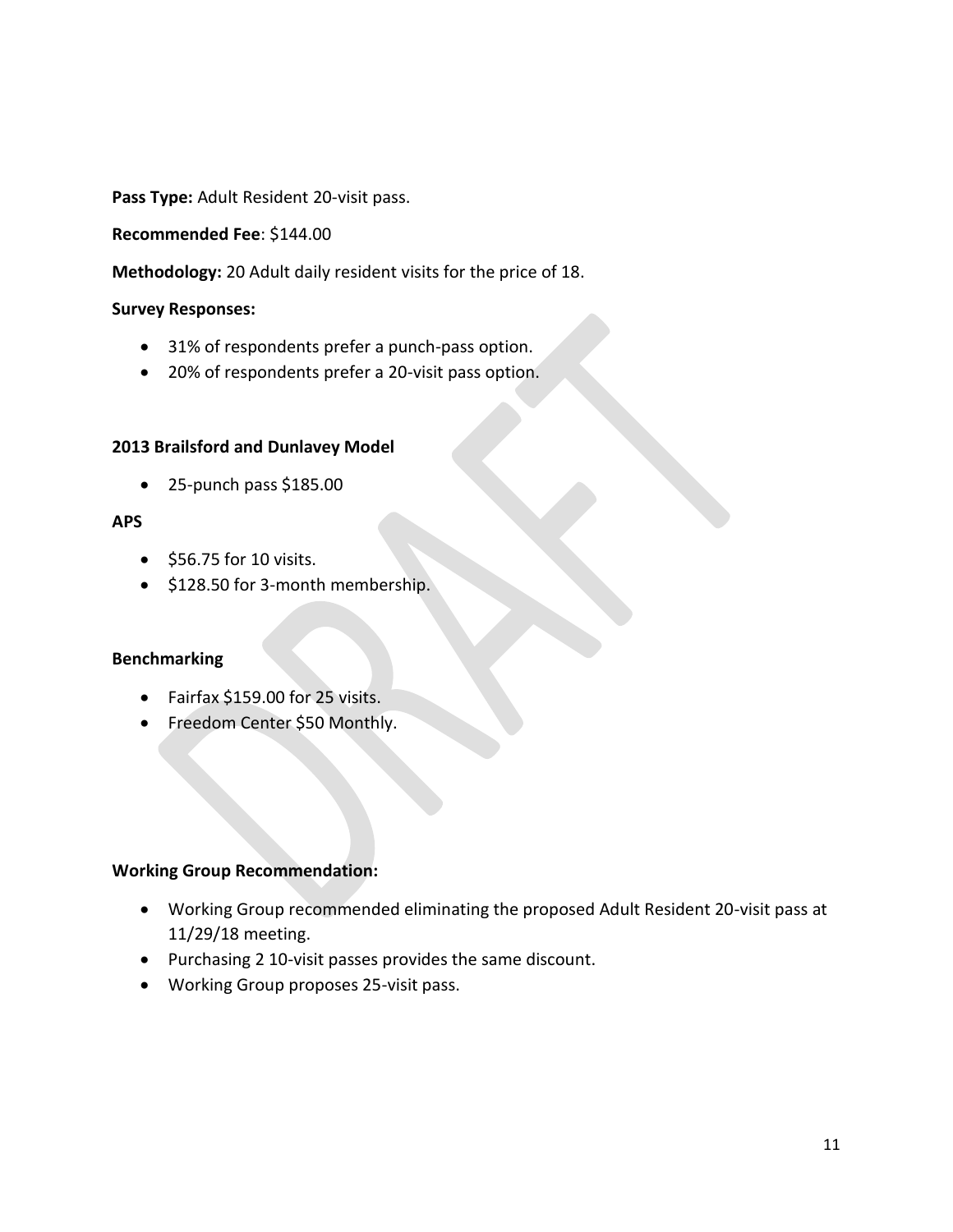**Pass Type:** Adult Resident 20-visit pass.

**Recommended Fee**: $144.00

**Methodology:** 20 Adult daily resident visits for the price of 18.

**Survey Responses:**

- 31% of respondents prefer a punch-pass option.
- 20% of respondents prefer a 20-visit pass option.

**2013 Brailsford and Dunlavey Model**

- 25-punch pass $185.00

**APS**

- $56.75 for 10 visits.
- $128.50 for 3-month membership.

**Benchmarking**

- Fairfax $159.00 for 25 visits.
- Freedom Center $50 Monthly.

**Working Group Recommendation:**

- Working Group recommended eliminating the proposed Adult Resident 20-visit pass at 11/29/18 meeting.
- Purchasing 2 10-visit passes provides the same discount.
- Working Group proposes 25-visit pass.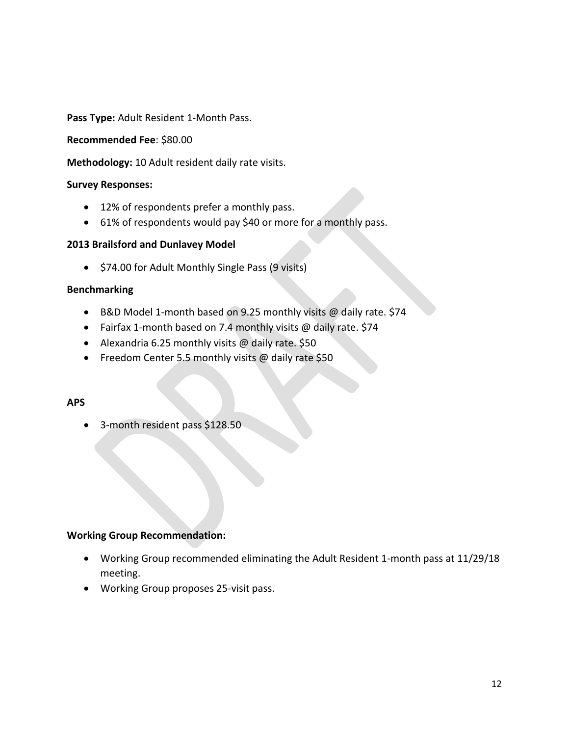**Pass Type:** Adult Resident 1-Month Pass.

**Recommended Fee**: $80.00

**Methodology:** 10 Adult resident daily rate visits.

**Survey Responses:**

- 12% of respondents prefer a monthly pass.
- 61% of respondents would pay $40 or more for a monthly pass.

**2013 Brailsford and Dunlavey Model**

- $74.00 for Adult Monthly Single Pass (9 visits)

**Benchmarking**

- B&D Model 1-month based on 9.25 monthly visits @ daily rate. $74
- Fairfax 1-month based on 7.4 monthly visits @ daily rate. $74
- Alexandria 6.25 monthly visits @ daily rate. $50
- Freedom Center 5.5 monthly visits @ daily rate $50

**APS**

- 3-month resident pass $128.50

**Working Group Recommendation:**

- Working Group recommended eliminating the Adult Resident 1-month pass at 11/29/18 meeting.
- Working Group proposes 25-visit pass.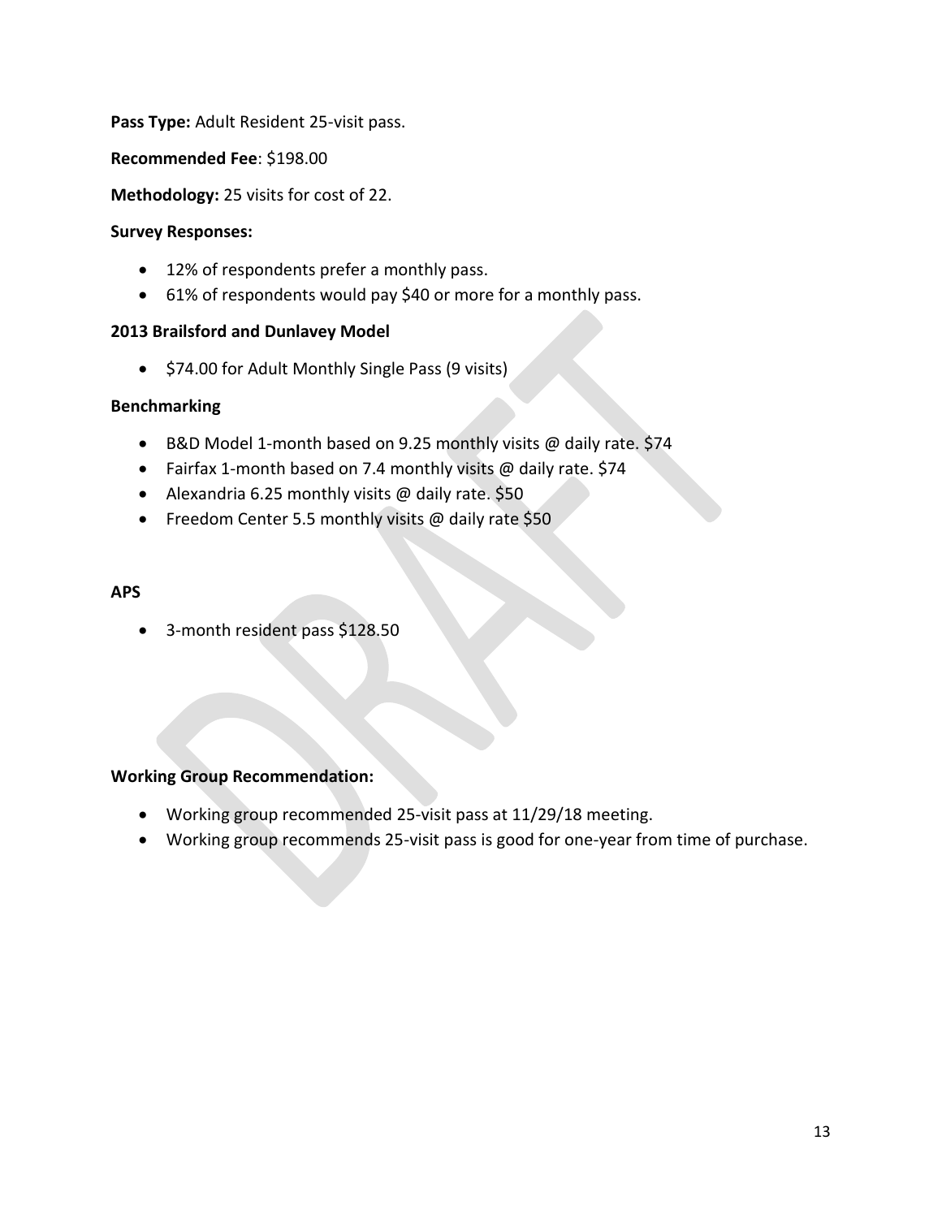**Pass Type:** Adult Resident 25-visit pass.

**Recommended Fee**: $198.00

**Methodology:** 25 visits for cost of 22.

**Survey Responses:**

- 12% of respondents prefer a monthly pass.
- 61% of respondents would pay $40 or more for a monthly pass.

**2013 Brailsford and Dunlavey Model**

- $74.00 for Adult Monthly Single Pass (9 visits)

**Benchmarking**

- B&D Model 1-month based on 9.25 monthly visits @ daily rate. $74
- Fairfax 1-month based on 7.4 monthly visits @ daily rate. $74
- Alexandria 6.25 monthly visits @ daily rate. $50
- Freedom Center 5.5 monthly visits @ daily rate $50

**APS**

- 3-month resident pass $128.50

**Working Group Recommendation:**

- Working group recommended 25-visit pass at 11/29/18 meeting.
- Working group recommends 25-visit pass is good for one-year from time of purchase.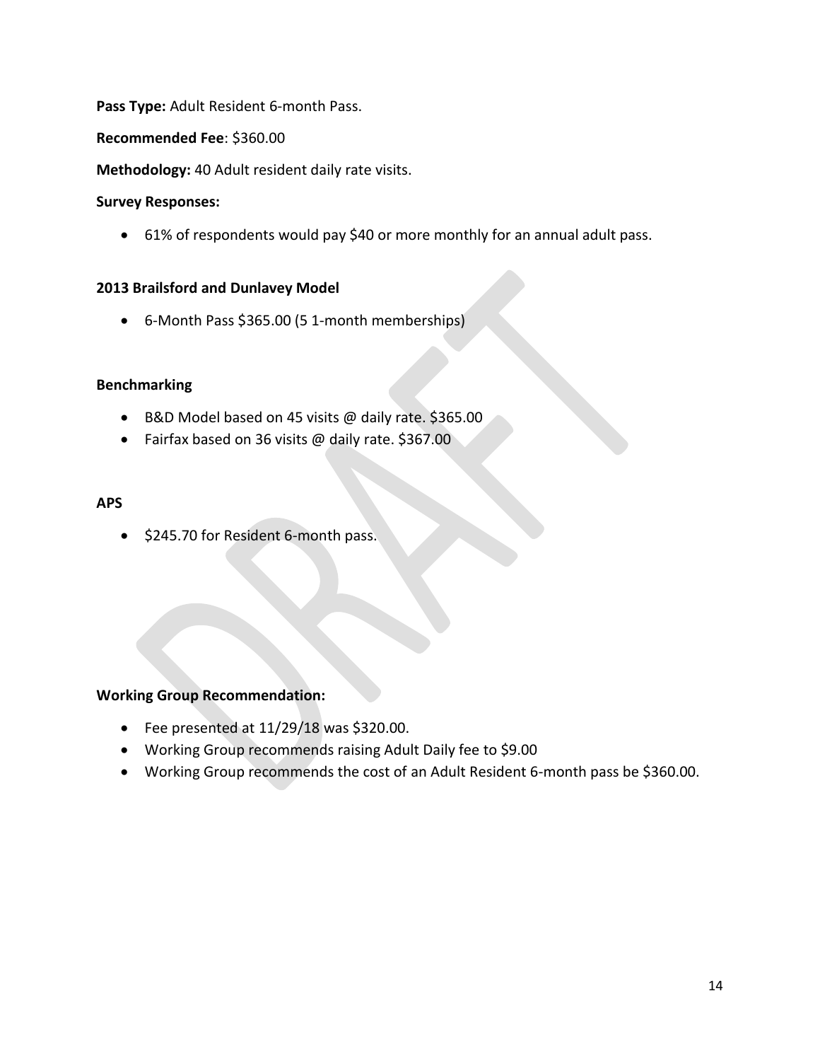**Pass Type:** Adult Resident 6-month Pass.

**Recommended Fee**: $360.00

**Methodology:** 40 Adult resident daily rate visits.

**Survey Responses:**

- 61% of respondents would pay $40 or more monthly for an annual adult pass.

**2013 Brailsford and Dunlavey Model**

- 6-Month Pass $365.00 (5 1-month memberships)

**Benchmarking**

- B&D Model based on 45 visits @ daily rate. $365.00
- Fairfax based on 36 visits @ daily rate. $367.00

**APS**

- $245.70 for Resident 6-month pass.

**Working Group Recommendation:**

- Fee presented at 11/29/18 was $320.00.
- Working Group recommends raising Adult Daily fee to $9.00
- Working Group recommends the cost of an Adult Resident 6-month pass be $360.00.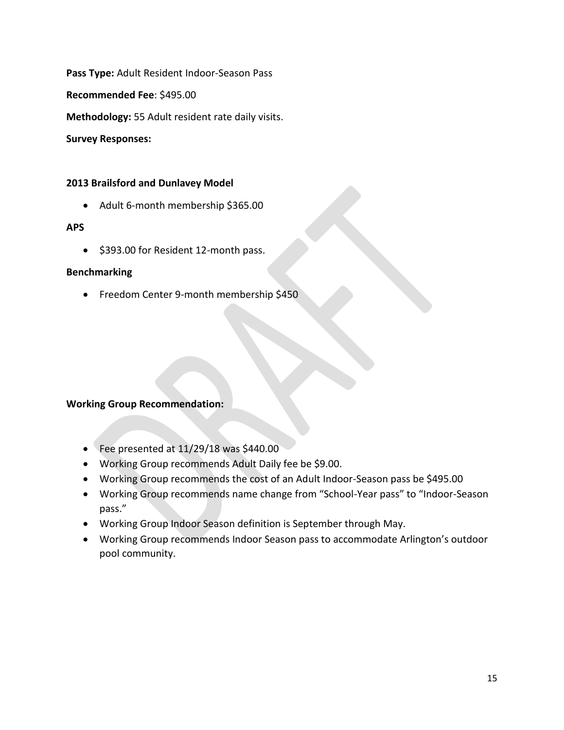**Pass Type:** Adult Resident Indoor-Season Pass

**Recommended Fee**: $495.00

**Methodology:** 55 Adult resident rate daily visits.

**Survey Responses:**

**2013 Brailsford and Dunlavey Model**

- Adult 6-month membership $365.00

**APS**

- $393.00 for Resident 12-month pass.

**Benchmarking**

- Freedom Center 9-month membership $450

**Working Group Recommendation:**

- Fee presented at 11/29/18 was $440.00
- Working Group recommends Adult Daily fee be $9.00.
- Working Group recommends the cost of an Adult Indoor-Season pass be $495.00
- Working Group recommends name change from "School-Year pass" to "Indoor-Season pass."
- Working Group Indoor Season definition is September through May.
- Working Group recommends Indoor Season pass to accommodate Arlington's outdoor pool community.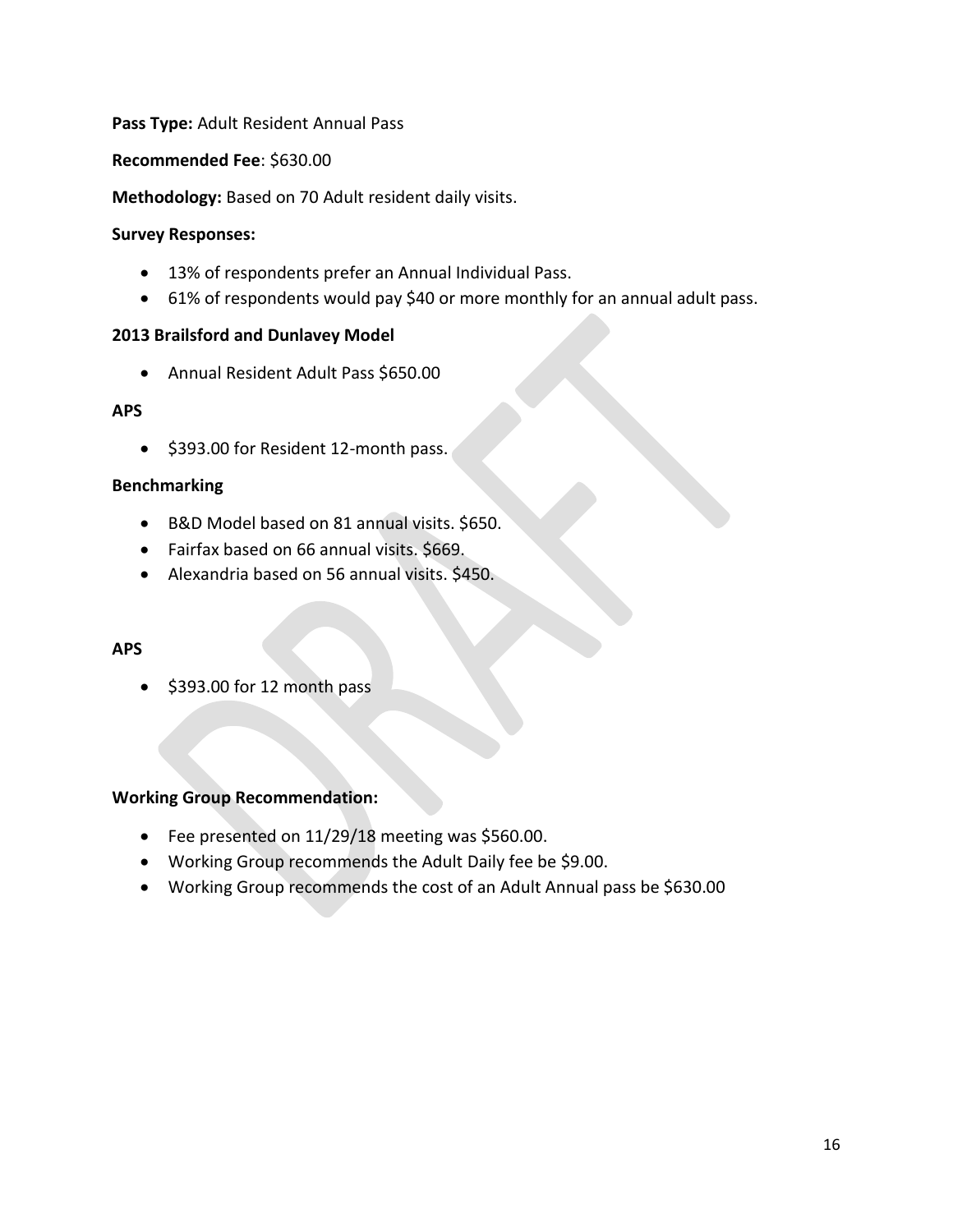**Pass Type:** Adult Resident Annual Pass

**Recommended Fee**: $630.00

**Methodology:** Based on 70 Adult resident daily visits.

**Survey Responses:**

- 13% of respondents prefer an Annual Individual Pass.
- 61% of respondents would pay $40 or more monthly for an annual adult pass.

**2013 Brailsford and Dunlavey Model**

- Annual Resident Adult Pass $650.00

**APS**

- $393.00 for Resident 12-month pass.

**Benchmarking**

- B&D Model based on 81 annual visits. $650.
- Fairfax based on 66 annual visits. $669.
- Alexandria based on 56 annual visits. $450.

**APS**

- $393.00 for 12 month pass

**Working Group Recommendation:**

- Fee presented on 11/29/18 meeting was $560.00.
- Working Group recommends the Adult Daily fee be $9.00.
- Working Group recommends the cost of an Adult Annual pass be $630.00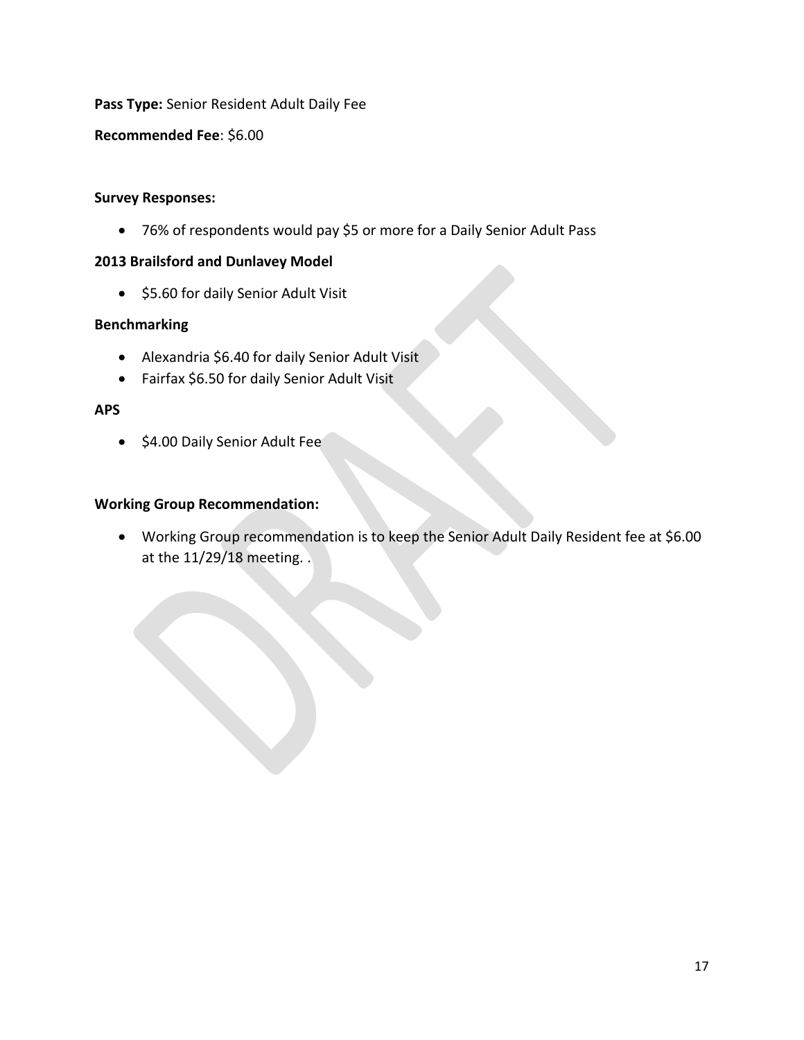**Pass Type:** Senior Resident Adult Daily Fee

**Recommended Fee**: $6.00

**Survey Responses:**

- 76% of respondents would pay $5 or more for a Daily Senior Adult Pass

**2013 Brailsford and Dunlavey Model**

- $5.60 for daily Senior Adult Visit

**Benchmarking**

- Alexandria $6.40 for daily Senior Adult Visit
- Fairfax $6.50 for daily Senior Adult Visit

**APS**

- $4.00 Daily Senior Adult Fee

**Working Group Recommendation:**

- Working Group recommendation is to keep the Senior Adult Daily Resident fee at $6.00 at the 11/29/18 meeting. .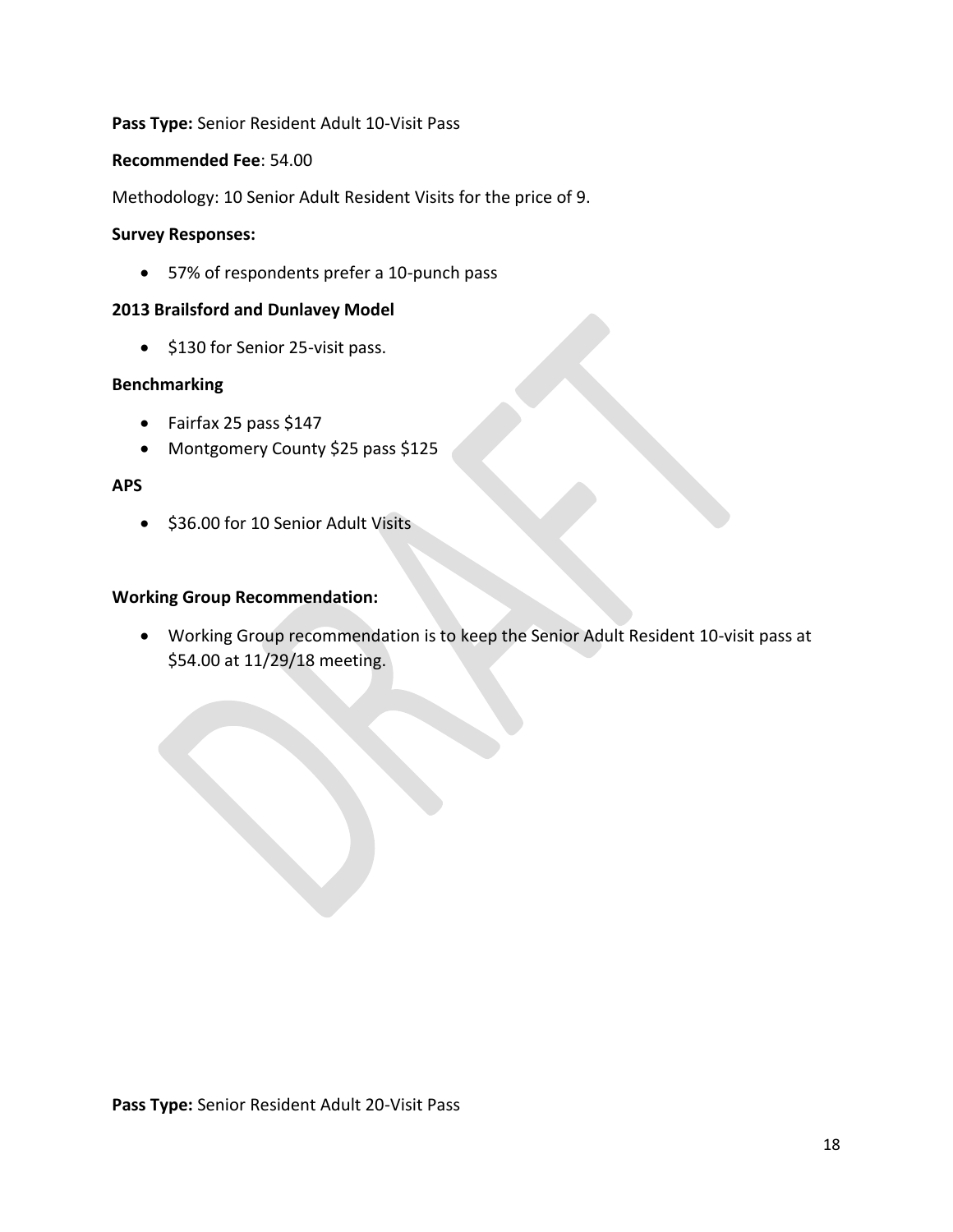**Pass Type:** Senior Resident Adult 10-Visit Pass

**Recommended Fee**: 54.00

Methodology: 10 Senior Adult Resident Visits for the price of 9.

**Survey Responses:**

- 57% of respondents prefer a 10-punch pass

**2013 Brailsford and Dunlavey Model**

- $130 for Senior 25-visit pass.

**Benchmarking**

- Fairfax 25 pass $147
- Montgomery County $25 pass $125

**APS**

- $36.00 for 10 Senior Adult Visits

**Working Group Recommendation:**

- Working Group recommendation is to keep the Senior Adult Resident 10-visit pass at $54.00 at 11/29/18 meeting.

**Pass Type:** Senior Resident Adult 20-Visit Pass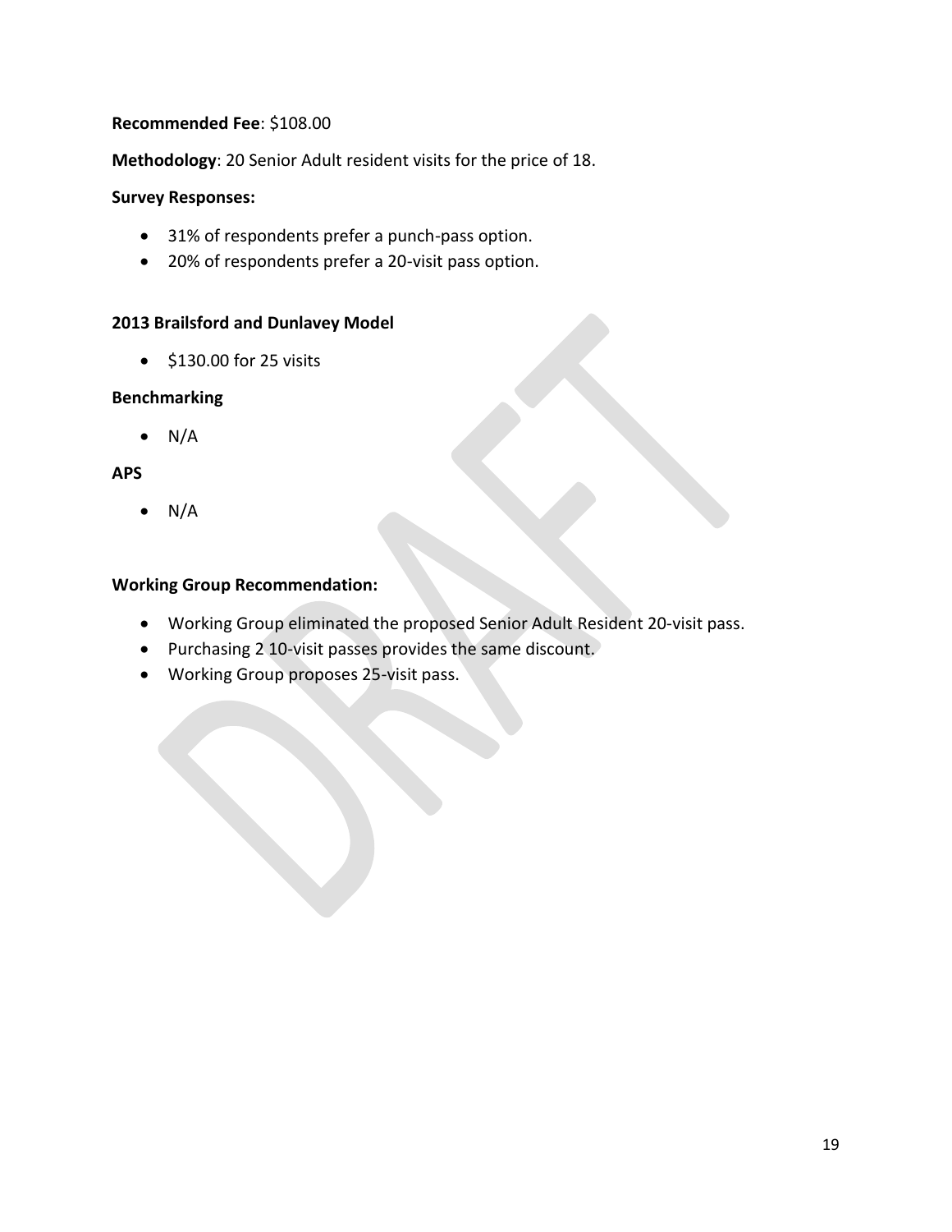**Recommended Fee**: $108.00

**Methodology**: 20 Senior Adult resident visits for the price of 18.

**Survey Responses:**

- 31% of respondents prefer a punch-pass option.
- 20% of respondents prefer a 20-visit pass option.

**2013 Brailsford and Dunlavey Model**

- $130.00 for 25 visits

**Benchmarking**

- N/A

**APS**

- N/A

**Working Group Recommendation:**

- Working Group eliminated the proposed Senior Adult Resident 20-visit pass.
- Purchasing 2 10-visit passes provides the same discount.
- Working Group proposes 25-visit pass.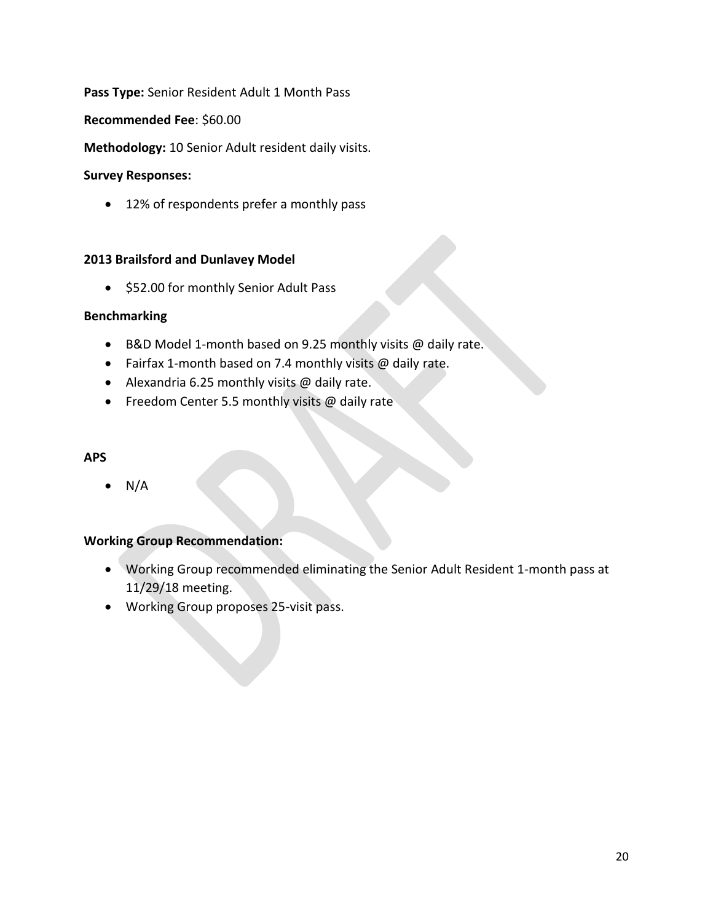**Pass Type:** Senior Resident Adult 1 Month Pass

**Recommended Fee**: $60.00

**Methodology:** 10 Senior Adult resident daily visits.

**Survey Responses:**

- 12% of respondents prefer a monthly pass

**2013 Brailsford and Dunlavey Model**

- $52.00 for monthly Senior Adult Pass

**Benchmarking**

- B&D Model 1-month based on 9.25 monthly visits @ daily rate.
- Fairfax 1-month based on 7.4 monthly visits @ daily rate.
- Alexandria 6.25 monthly visits @ daily rate.
- Freedom Center 5.5 monthly visits @ daily rate

**APS**

- N/A

**Working Group Recommendation:**

- Working Group recommended eliminating the Senior Adult Resident 1-month pass at 11/29/18 meeting.
- Working Group proposes 25-visit pass.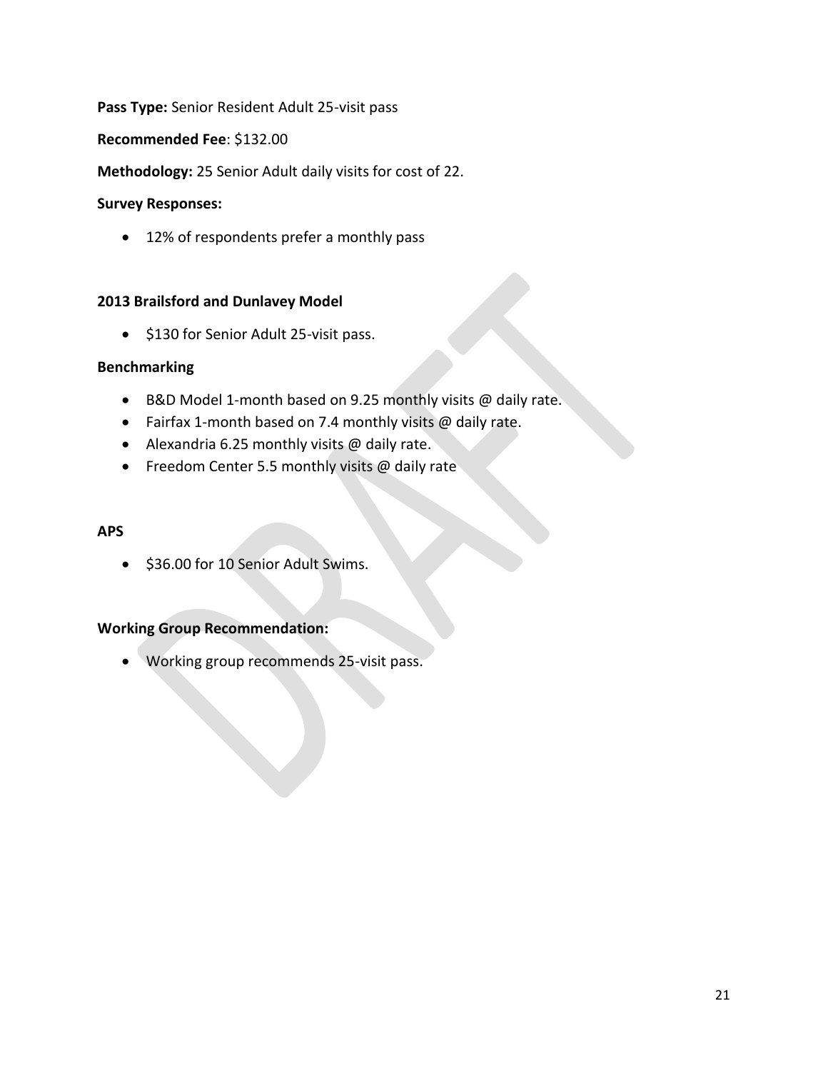**Pass Type:** Senior Resident Adult 25-visit pass

**Recommended Fee**: $132.00

**Methodology:** 25 Senior Adult daily visits for cost of 22.

**Survey Responses:**

- 12% of respondents prefer a monthly pass

**2013 Brailsford and Dunlavey Model**

- $130 for Senior Adult 25-visit pass.

**Benchmarking**

- B&D Model 1-month based on 9.25 monthly visits @ daily rate.
- Fairfax 1-month based on 7.4 monthly visits @ daily rate.
- Alexandria 6.25 monthly visits @ daily rate.
- Freedom Center 5.5 monthly visits @ daily rate

**APS**

- $36.00 for 10 Senior Adult Swims.

**Working Group Recommendation:**

- Working group recommends 25-visit pass.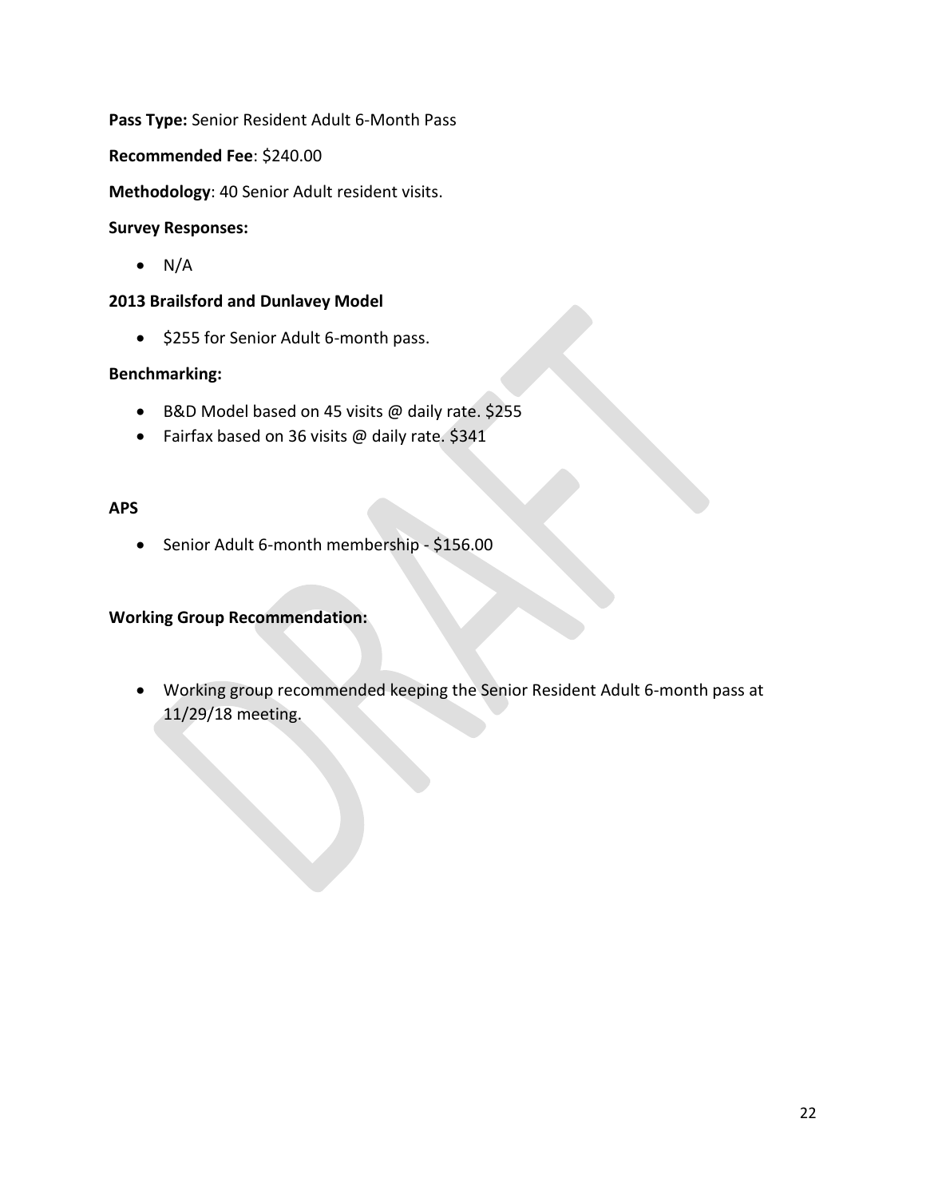**Pass Type:** Senior Resident Adult 6-Month Pass

**Recommended Fee**: $240.00

**Methodology**: 40 Senior Adult resident visits.

**Survey Responses:**

- N/A

**2013 Brailsford and Dunlavey Model**

- $255 for Senior Adult 6-month pass.

**Benchmarking:**

- B&D Model based on 45 visits @ daily rate. $255
- Fairfax based on 36 visits @ daily rate. $341

**APS**

- Senior Adult 6-month membership - $156.00

**Working Group Recommendation:**

- Working group recommended keeping the Senior Resident Adult 6-month pass at 11/29/18 meeting.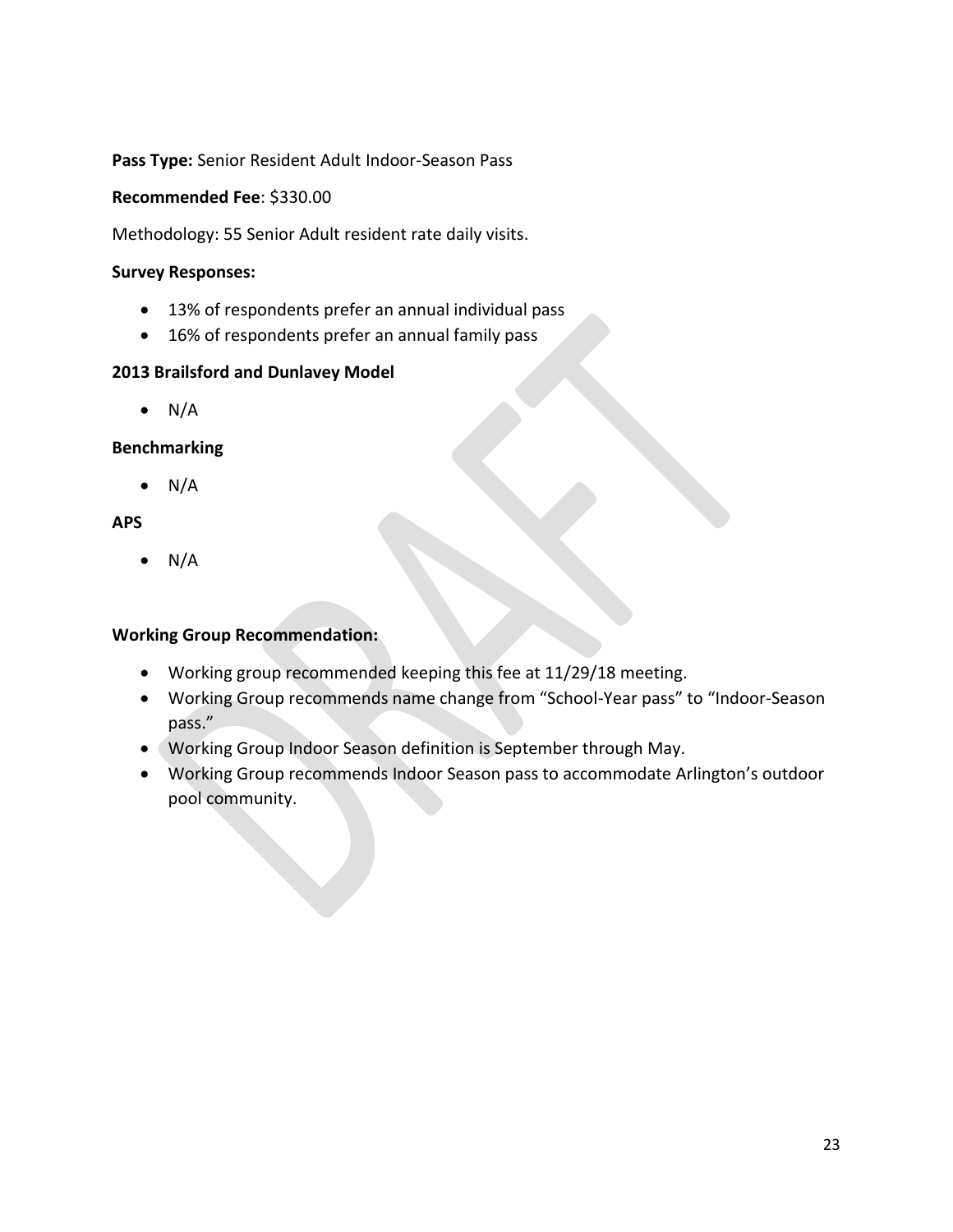**Pass Type:** Senior Resident Adult Indoor-Season Pass

**Recommended Fee**: $330.00

Methodology: 55 Senior Adult resident rate daily visits.

**Survey Responses:**

- 13% of respondents prefer an annual individual pass
- 16% of respondents prefer an annual family pass

**2013 Brailsford and Dunlavey Model**

- N/A

**Benchmarking**

- N/A

**APS**

- N/A

**Working Group Recommendation:**

- Working group recommended keeping this fee at 11/29/18 meeting.
- Working Group recommends name change from "School-Year pass" to "Indoor-Season pass."
- Working Group Indoor Season definition is September through May.
- Working Group recommends Indoor Season pass to accommodate Arlington's outdoor pool community.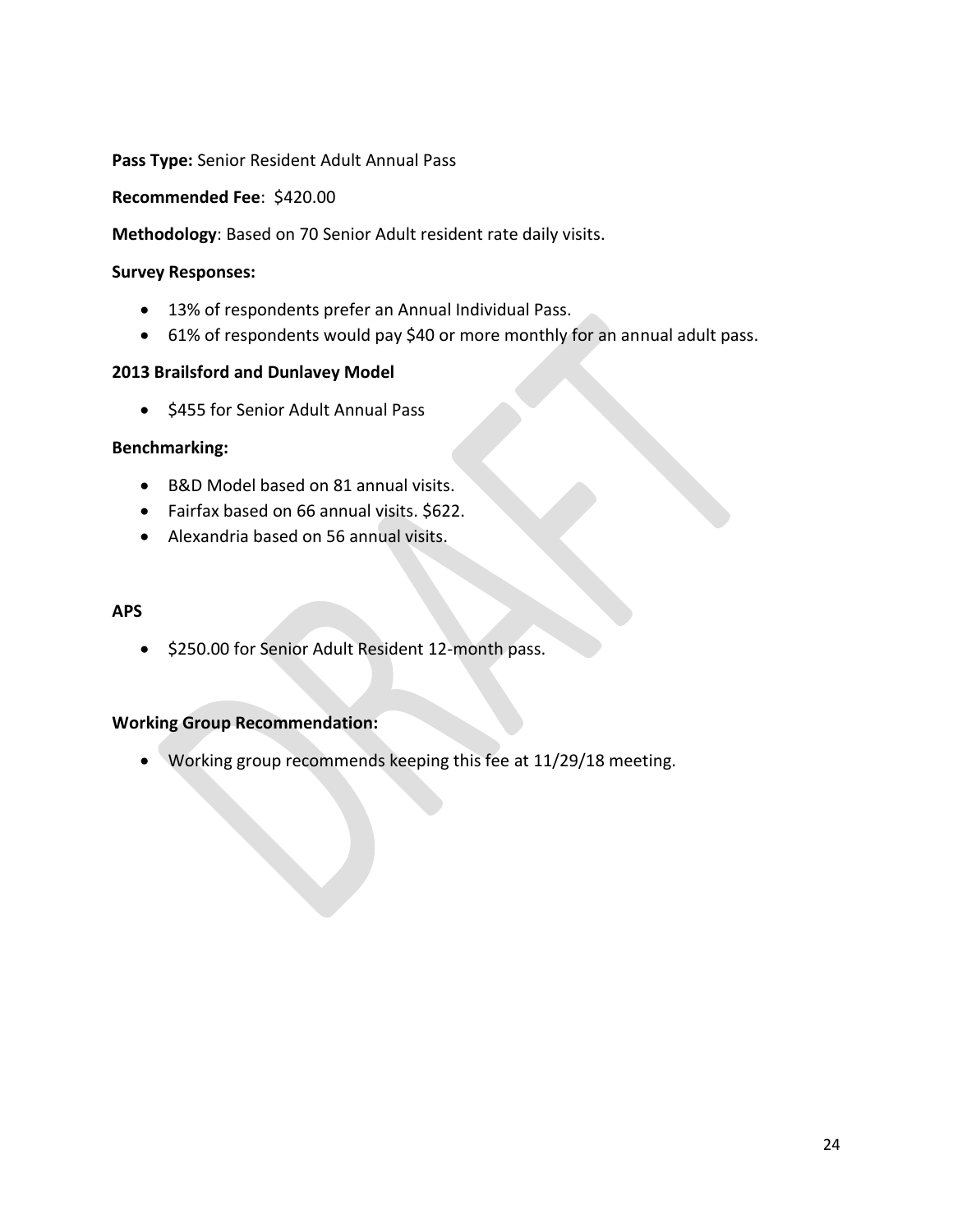**Pass Type:** Senior Resident Adult Annual Pass

**Recommended Fee**: $420.00

**Methodology**: Based on 70 Senior Adult resident rate daily visits.

**Survey Responses:**

- 13% of respondents prefer an Annual Individual Pass.
- 61% of respondents would pay $40 or more monthly for an annual adult pass.

**2013 Brailsford and Dunlavey Model**

- $455 for Senior Adult Annual Pass

**Benchmarking:**

- B&D Model based on 81 annual visits.
- Fairfax based on 66 annual visits. $622.
- Alexandria based on 56 annual visits.

**APS**

- $250.00 for Senior Adult Resident 12-month pass.

**Working Group Recommendation:**

- Working group recommends keeping this fee at 11/29/18 meeting.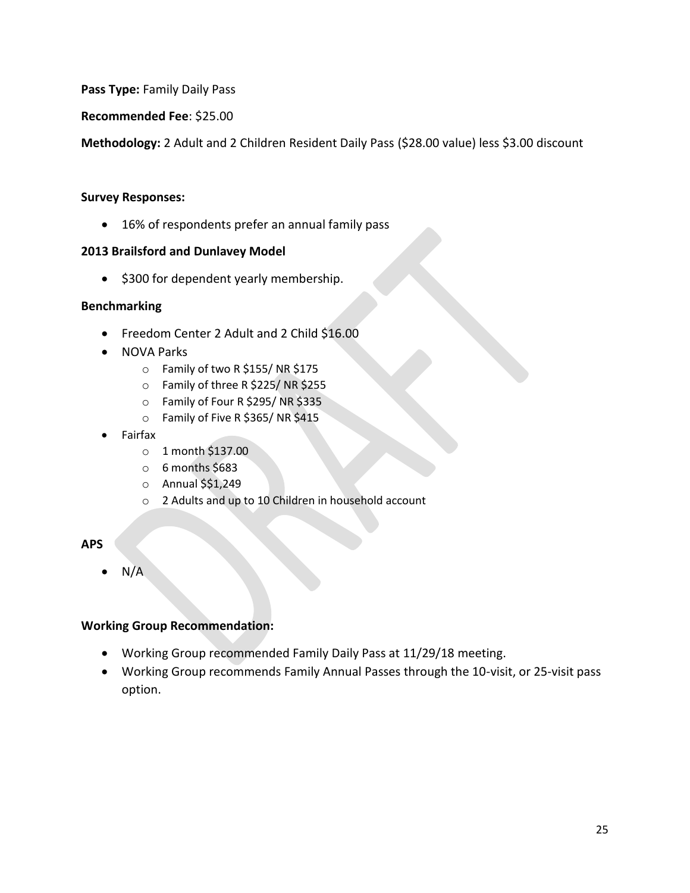**Pass Type:** Family Daily Pass

**Recommended Fee**: $25.00

**Methodology:** 2 Adult and 2 Children Resident Daily Pass ($28.00 value) less $3.00 discount

**Survey Responses:**

- 16% of respondents prefer an annual family pass

**2013 Brailsford and Dunlavey Model**

- $300 for dependent yearly membership.

**Benchmarking**

- Freedom Center 2 Adult and 2 Child $16.00
- NOVA Parks
  - Family of two R $155/ NR $175
  - Family of three R $225/ NR $255
  - Family of Four R $295/ NR $335
  - Family of Five R $365/ NR $415
- Fairfax
  - 1 month $137.00
  - 6 months $683
  - Annual $$1,249
  - 2 Adults and up to 10 Children in household account

**APS**

- N/A

**Working Group Recommendation:**

- Working Group recommended Family Daily Pass at 11/29/18 meeting.
- Working Group recommends Family Annual Passes through the 10-visit, or 25-visit pass option.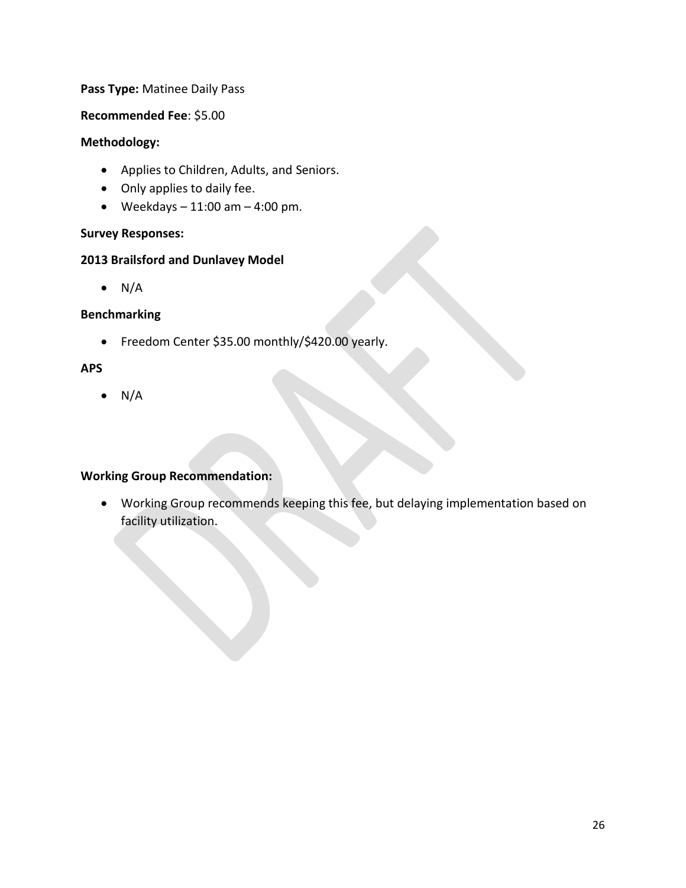**Pass Type:** Matinee Daily Pass

**Recommended Fee**: $5.00

**Methodology:**

- Applies to Children, Adults, and Seniors.
- Only applies to daily fee.
- Weekdays – 11:00 am – 4:00 pm.

**Survey Responses:**

**2013 Brailsford and Dunlavey Model**

- N/A

**Benchmarking**

- Freedom Center $35.00 monthly/$420.00 yearly.

**APS**

- N/A

**Working Group Recommendation:**

- Working Group recommends keeping this fee, but delaying implementation based on facility utilization.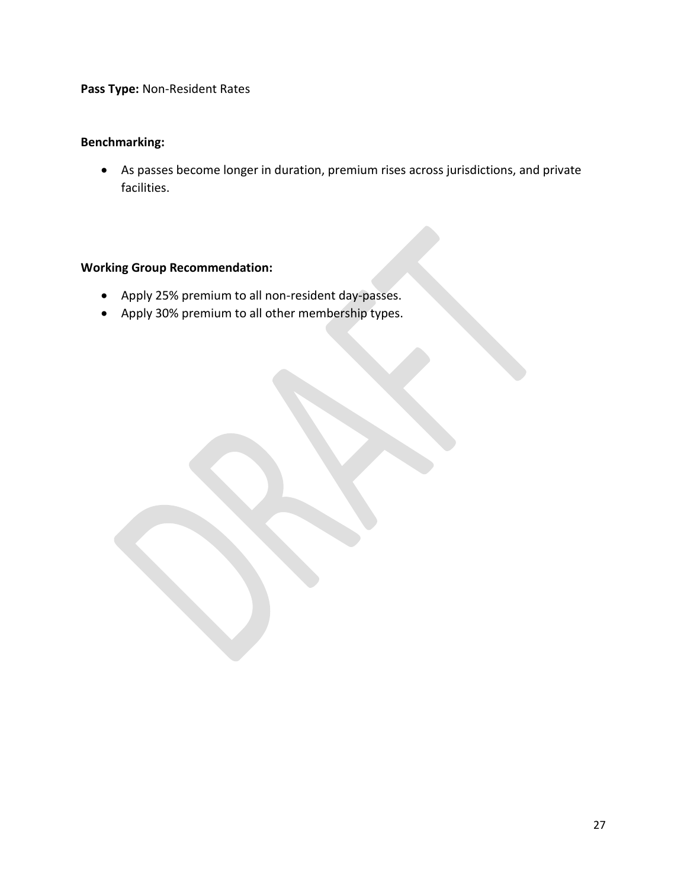**Pass Type:** Non-Resident Rates

**Benchmarking:**

- As passes become longer in duration, premium rises across jurisdictions, and private facilities.

**Working Group Recommendation:**

- Apply 25% premium to all non-resident day-passes.
- Apply 30% premium to all other membership types.